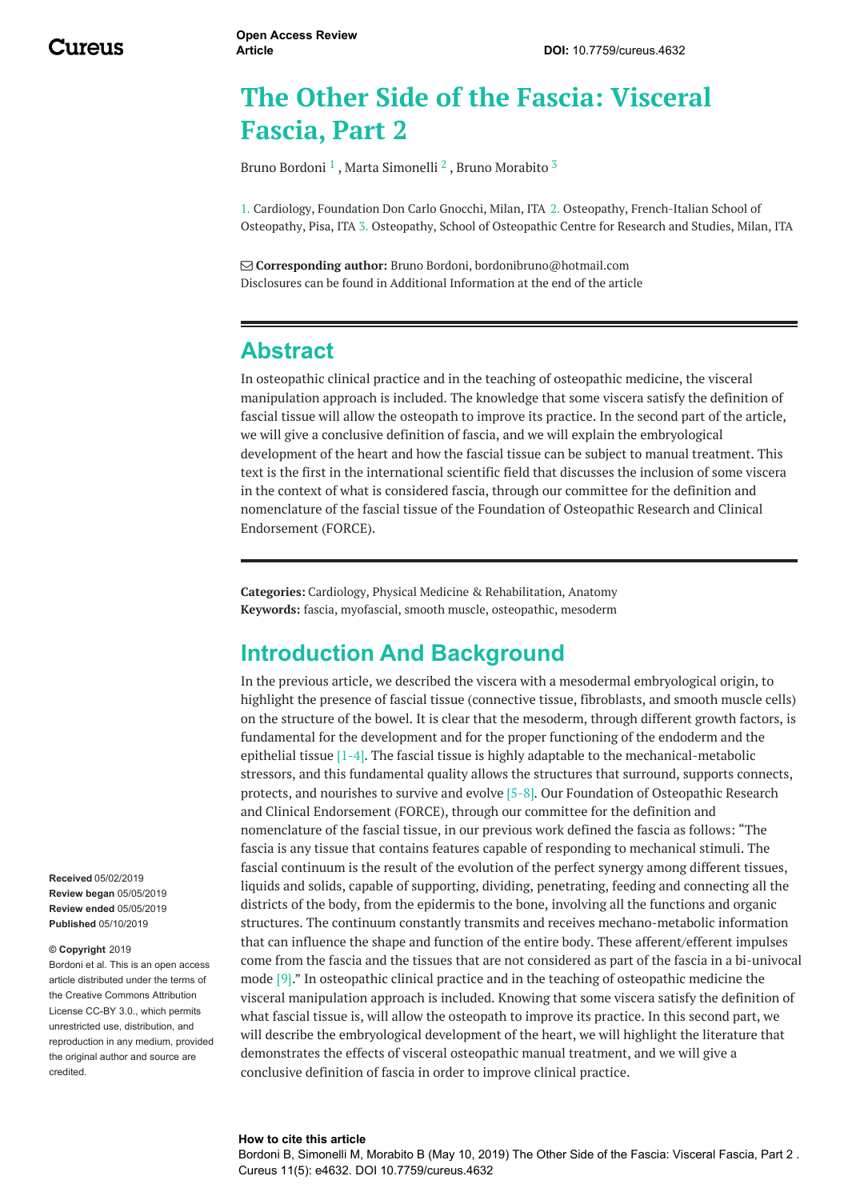Open Access Review Article

DOI: 10.7759/cureus.4632

# The Other Side of the Fascia: Visceral Fascia, Part 2

Bruno Bordoni [1] , Marta Simonelli [2] , Bruno Morabito [3]

1. Cardiology, Foundation Don Carlo Gnocchi, Milan, ITA 2. Osteopathy, French-Italian School of Osteopathy, Pisa, ITA 3. Osteopathy, School of Osteopathic Centre for Research and Studies, Milan, ITA

**Corresponding author:** Bruno Bordoni, bordonibruno@hotmail.com
Disclosures can be found in Additional Information at the end of the article

## Abstract

In osteopathic clinical practice and in the teaching of osteopathic medicine, the visceral manipulation approach is included. The knowledge that some viscera satisfy the definition of fascial tissue will allow the osteopath to improve its practice. In the second part of the article, we will give a conclusive definition of fascia, and we will explain the embryological development of the heart and how the fascial tissue can be subject to manual treatment. This text is the first in the international scientific field that discusses the inclusion of some viscera in the context of what is considered fascia, through our committee for the definition and nomenclature of the fascial tissue of the Foundation of Osteopathic Research and Clinical Endorsement (FORCE).

**Categories:** Cardiology, Physical Medicine & Rehabilitation, Anatomy
**Keywords:** fascia, myofascial, smooth muscle, osteopathic, mesoderm

## Introduction And Background

In the previous article, we described the viscera with a mesodermal embryological origin, to highlight the presence of fascial tissue (connective tissue, fibroblasts, and smooth muscle cells) on the structure of the bowel. It is clear that the mesoderm, through different growth factors, is fundamental for the development and for the proper functioning of the endoderm and the epithelial tissue [1-4]. The fascial tissue is highly adaptable to the mechanical-metabolic stressors, and this fundamental quality allows the structures that surround, supports connects, protects, and nourishes to survive and evolve [5-8]. Our Foundation of Osteopathic Research and Clinical Endorsement (FORCE), through our committee for the definition and nomenclature of the fascial tissue, in our previous work defined the fascia as follows: "The fascia is any tissue that contains features capable of responding to mechanical stimuli. The fascial continuum is the result of the evolution of the perfect synergy among different tissues, liquids and solids, capable of supporting, dividing, penetrating, feeding and connecting all the districts of the body, from the epidermis to the bone, involving all the functions and organic structures. The continuum constantly transmits and receives mechano-metabolic information that can influence the shape and function of the entire body. These afferent/efferent impulses come from the fascia and the tissues that are not considered as part of the fascia in a bi-univocal mode [9]." In osteopathic clinical practice and in the teaching of osteopathic medicine the visceral manipulation approach is included. Knowing that some viscera satisfy the definition of what fascial tissue is, will allow the osteopath to improve its practice. In this second part, we will describe the embryological development of the heart, we will highlight the literature that demonstrates the effects of visceral osteopathic manual treatment, and we will give a conclusive definition of fascia in order to improve clinical practice.

**Received** 05/02/2019
**Review began** 05/05/2019
**Review ended** 05/05/2019
**Published** 05/10/2019

**© Copyright** 2019
Bordoni et al. This is an open access article distributed under the terms of the Creative Commons Attribution License CC-BY 3.0., which permits unrestricted use, distribution, and reproduction in any medium, provided the original author and source are credited.

**How to cite this article**
Bordoni B, Simonelli M, Morabito B (May 10, 2019) The Other Side of the Fascia: Visceral Fascia, Part 2 . Cureus 11(5): e4632. DOI 10.7759/cureus.4632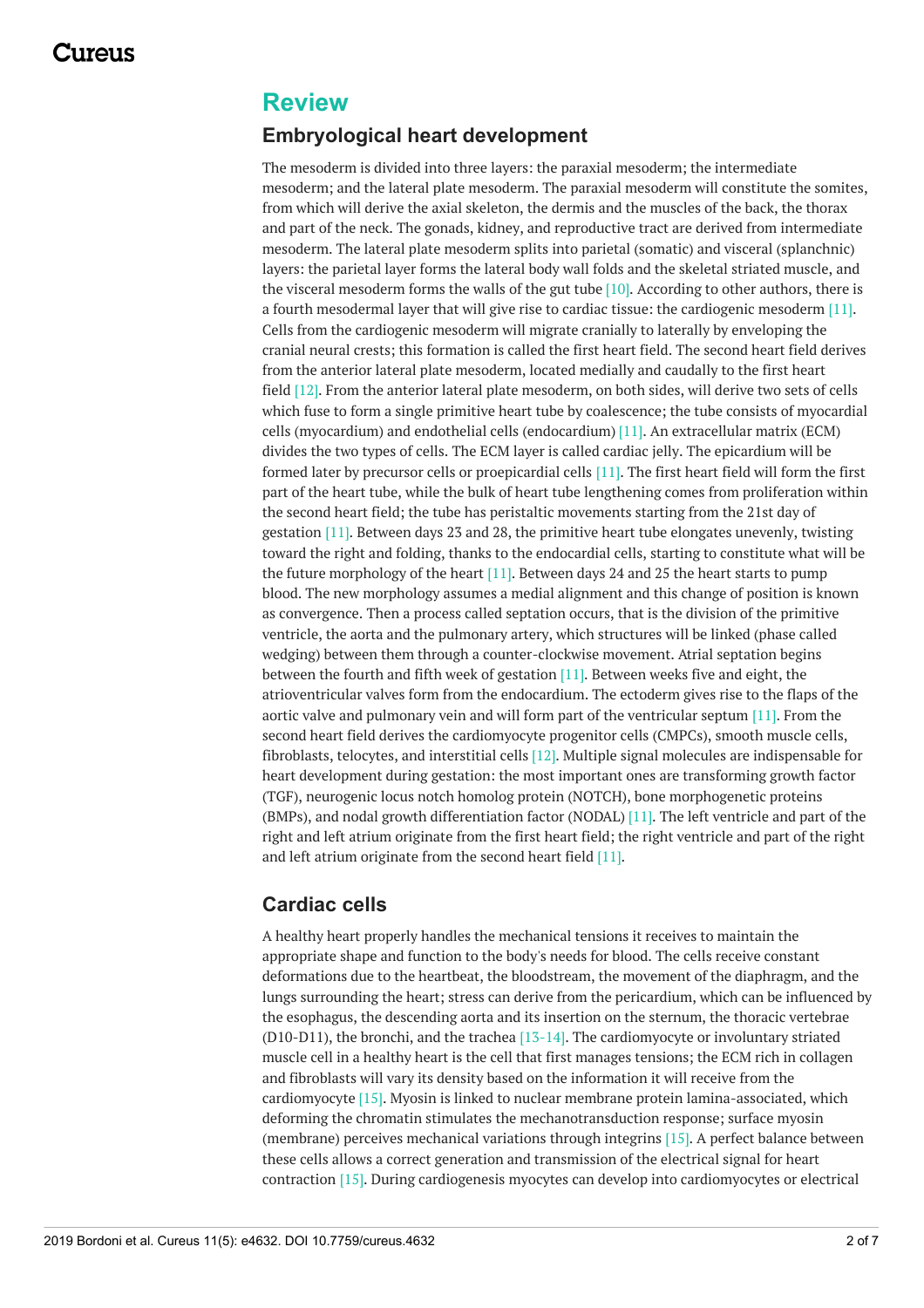## Review

### Embryological heart development

The mesoderm is divided into three layers: the paraxial mesoderm; the intermediate mesoderm; and the lateral plate mesoderm. The paraxial mesoderm will constitute the somites, from which will derive the axial skeleton, the dermis and the muscles of the back, the thorax and part of the neck. The gonads, kidney, and reproductive tract are derived from intermediate mesoderm. The lateral plate mesoderm splits into parietal (somatic) and visceral (splanchnic) layers: the parietal layer forms the lateral body wall folds and the skeletal striated muscle, and the visceral mesoderm forms the walls of the gut tube [10]. According to other authors, there is a fourth mesodermal layer that will give rise to cardiac tissue: the cardiogenic mesoderm [11]. Cells from the cardiogenic mesoderm will migrate cranially to laterally by enveloping the cranial neural crests; this formation is called the first heart field. The second heart field derives from the anterior lateral plate mesoderm, located medially and caudally to the first heart field [12]. From the anterior lateral plate mesoderm, on both sides, will derive two sets of cells which fuse to form a single primitive heart tube by coalescence; the tube consists of myocardial cells (myocardium) and endothelial cells (endocardium) [11]. An extracellular matrix (ECM) divides the two types of cells. The ECM layer is called cardiac jelly. The epicardium will be formed later by precursor cells or proepicardial cells [11]. The first heart field will form the first part of the heart tube, while the bulk of heart tube lengthening comes from proliferation within the second heart field; the tube has peristaltic movements starting from the 21st day of gestation [11]. Between days 23 and 28, the primitive heart tube elongates unevenly, twisting toward the right and folding, thanks to the endocardial cells, starting to constitute what will be the future morphology of the heart [11]. Between days 24 and 25 the heart starts to pump blood. The new morphology assumes a medial alignment and this change of position is known as convergence. Then a process called septation occurs, that is the division of the primitive ventricle, the aorta and the pulmonary artery, which structures will be linked (phase called wedging) between them through a counter-clockwise movement. Atrial septation begins between the fourth and fifth week of gestation [11]. Between weeks five and eight, the atrioventricular valves form from the endocardium. The ectoderm gives rise to the flaps of the aortic valve and pulmonary vein and will form part of the ventricular septum [11]. From the second heart field derives the cardiomyocyte progenitor cells (CMPCs), smooth muscle cells, fibroblasts, telocytes, and interstitial cells [12]. Multiple signal molecules are indispensable for heart development during gestation: the most important ones are transforming growth factor (TGF), neurogenic locus notch homolog protein (NOTCH), bone morphogenetic proteins (BMPs), and nodal growth differentiation factor (NODAL) [11]. The left ventricle and part of the right and left atrium originate from the first heart field; the right ventricle and part of the right and left atrium originate from the second heart field [11].

### Cardiac cells

A healthy heart properly handles the mechanical tensions it receives to maintain the appropriate shape and function to the body's needs for blood. The cells receive constant deformations due to the heartbeat, the bloodstream, the movement of the diaphragm, and the lungs surrounding the heart; stress can derive from the pericardium, which can be influenced by the esophagus, the descending aorta and its insertion on the sternum, the thoracic vertebrae (D10-D11), the bronchi, and the trachea [13-14]. The cardiomyocyte or involuntary striated muscle cell in a healthy heart is the cell that first manages tensions; the ECM rich in collagen and fibroblasts will vary its density based on the information it will receive from the cardiomyocyte [15]. Myosin is linked to nuclear membrane protein lamina-associated, which deforming the chromatin stimulates the mechanotransduction response; surface myosin (membrane) perceives mechanical variations through integrins [15]. A perfect balance between these cells allows a correct generation and transmission of the electrical signal for heart contraction [15]. During cardiogenesis myocytes can develop into cardiomyocytes or electrical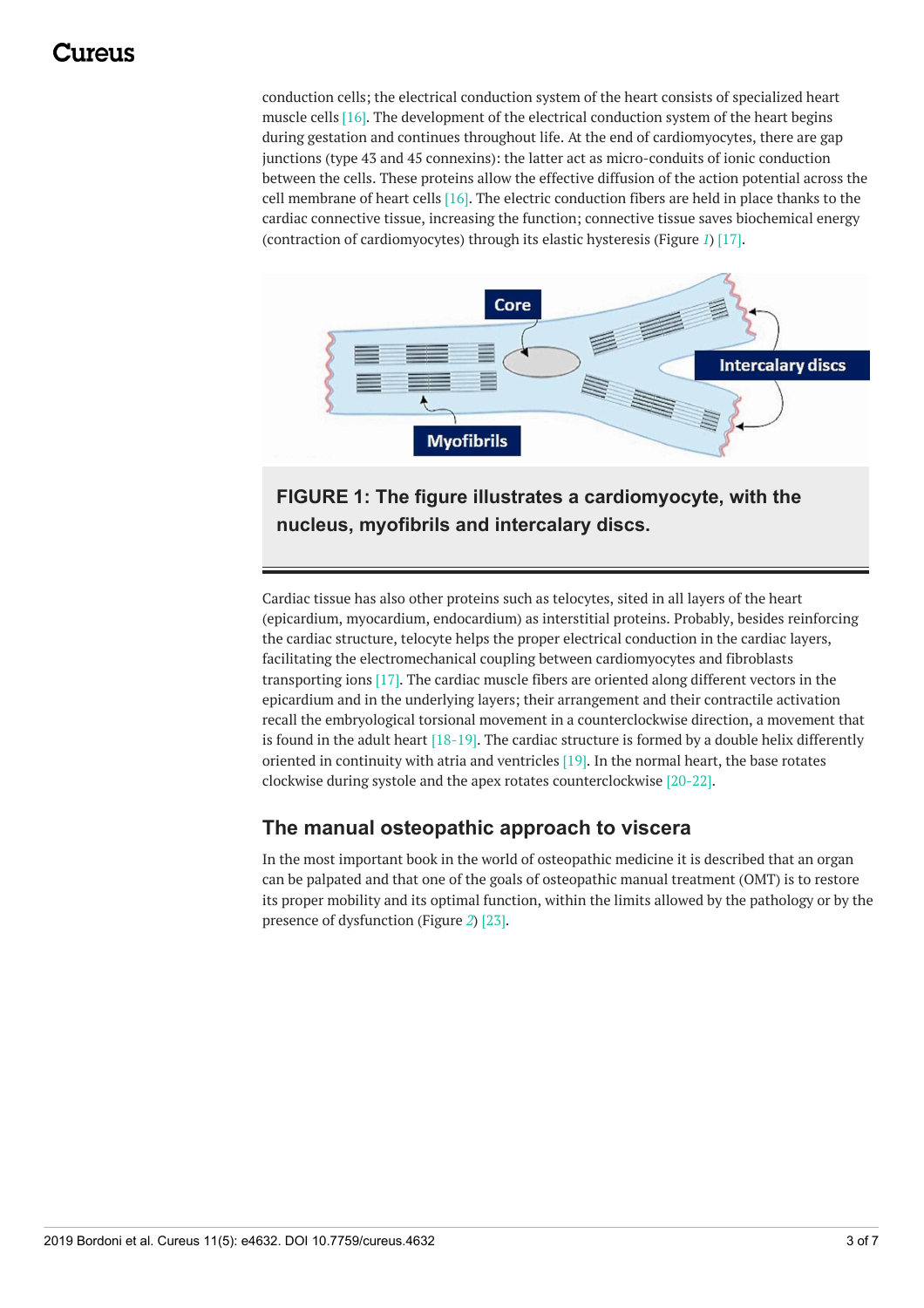conduction cells; the electrical conduction system of the heart consists of specialized heart muscle cells [16]. The development of the electrical conduction system of the heart begins during gestation and continues throughout life. At the end of cardiomyocytes, there are gap junctions (type 43 and 45 connexins): the latter act as micro-conduits of ionic conduction between the cells. These proteins allow the effective diffusion of the action potential across the cell membrane of heart cells [16]. The electric conduction fibers are held in place thanks to the cardiac connective tissue, increasing the function; connective tissue saves biochemical energy (contraction of cardiomyocytes) through its elastic hysteresis (Figure *1*) [17].

**FIGURE 1: The figure illustrates a cardiomyocyte, with the nucleus, myofibrils and intercalary discs.**

Cardiac tissue has also other proteins such as telocytes, sited in all layers of the heart (epicardium, myocardium, endocardium) as interstitial proteins. Probably, besides reinforcing the cardiac structure, telocyte helps the proper electrical conduction in the cardiac layers, facilitating the electromechanical coupling between cardiomyocytes and fibroblasts transporting ions [17]. The cardiac muscle fibers are oriented along different vectors in the epicardium and in the underlying layers; their arrangement and their contractile activation recall the embryological torsional movement in a counterclockwise direction, a movement that is found in the adult heart [18-19]. The cardiac structure is formed by a double helix differently oriented in continuity with atria and ventricles [19]. In the normal heart, the base rotates clockwise during systole and the apex rotates counterclockwise [20-22].

## The manual osteopathic approach to viscera

In the most important book in the world of osteopathic medicine it is described that an organ can be palpated and that one of the goals of osteopathic manual treatment (OMT) is to restore its proper mobility and its optimal function, within the limits allowed by the pathology or by the presence of dysfunction (Figure *2*) [23].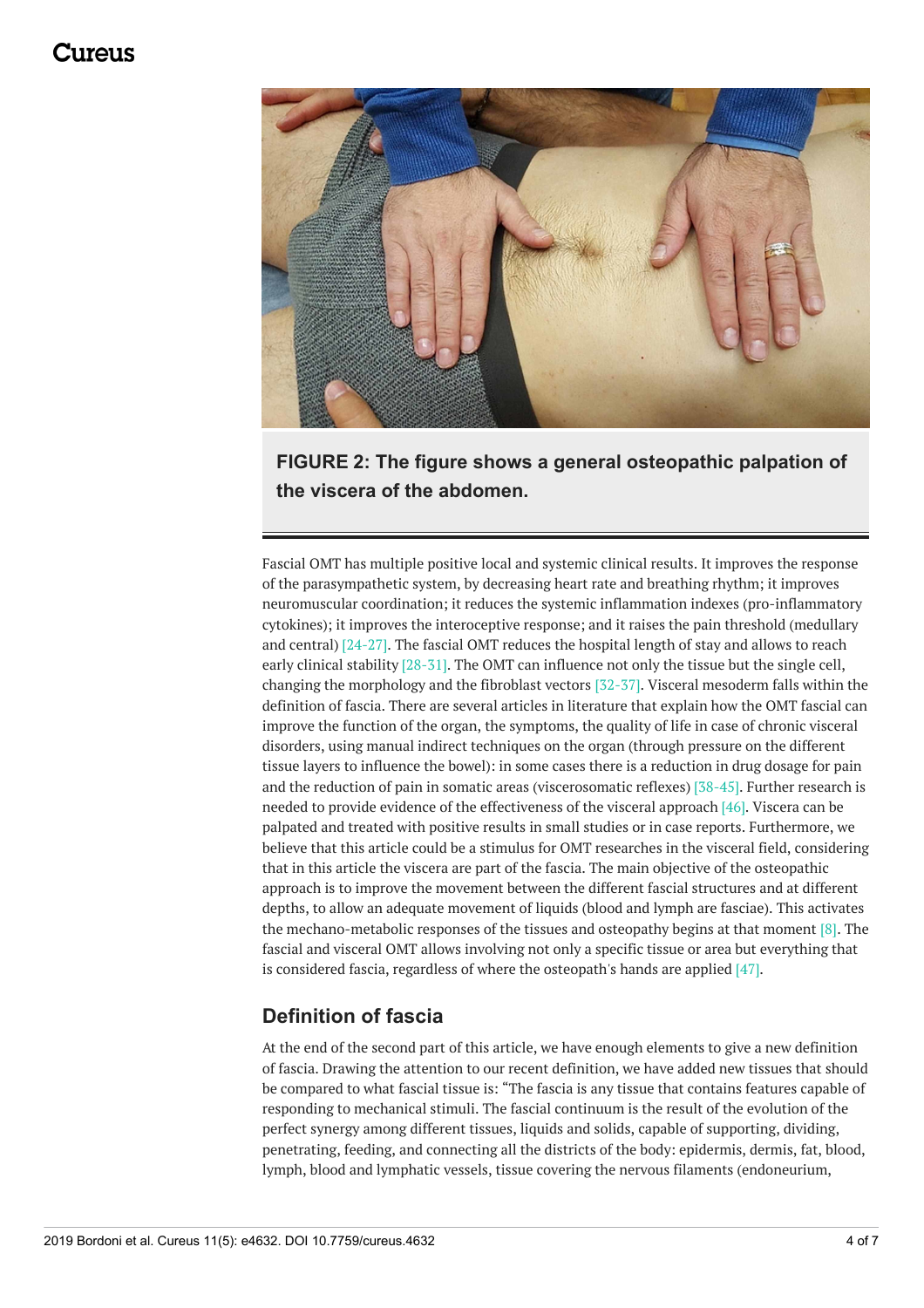**FIGURE 2: The figure shows a general osteopathic palpation of the viscera of the abdomen.**

Fascial OMT has multiple positive local and systemic clinical results. It improves the response of the parasympathetic system, by decreasing heart rate and breathing rhythm; it improves neuromuscular coordination; it reduces the systemic inflammation indexes (pro-inflammatory cytokines); it improves the interoceptive response; and it raises the pain threshold (medullary and central) [24-27]. The fascial OMT reduces the hospital length of stay and allows to reach early clinical stability [28-31]. The OMT can influence not only the tissue but the single cell, changing the morphology and the fibroblast vectors [32-37]. Visceral mesoderm falls within the definition of fascia. There are several articles in literature that explain how the OMT fascial can improve the function of the organ, the symptoms, the quality of life in case of chronic visceral disorders, using manual indirect techniques on the organ (through pressure on the different tissue layers to influence the bowel): in some cases there is a reduction in drug dosage for pain and the reduction of pain in somatic areas (viscerosomatic reflexes) [38-45]. Further research is needed to provide evidence of the effectiveness of the visceral approach [46]. Viscera can be palpated and treated with positive results in small studies or in case reports. Furthermore, we believe that this article could be a stimulus for OMT researches in the visceral field, considering that in this article the viscera are part of the fascia. The main objective of the osteopathic approach is to improve the movement between the different fascial structures and at different depths, to allow an adequate movement of liquids (blood and lymph are fasciae). This activates the mechano-metabolic responses of the tissues and osteopathy begins at that moment [8]. The fascial and visceral OMT allows involving not only a specific tissue or area but everything that is considered fascia, regardless of where the osteopath's hands are applied [47].

## Definition of fascia

At the end of the second part of this article, we have enough elements to give a new definition of fascia. Drawing the attention to our recent definition, we have added new tissues that should be compared to what fascial tissue is: "The fascia is any tissue that contains features capable of responding to mechanical stimuli. The fascial continuum is the result of the evolution of the perfect synergy among different tissues, liquids and solids, capable of supporting, dividing, penetrating, feeding, and connecting all the districts of the body: epidermis, dermis, fat, blood, lymph, blood and lymphatic vessels, tissue covering the nervous filaments (endoneurium,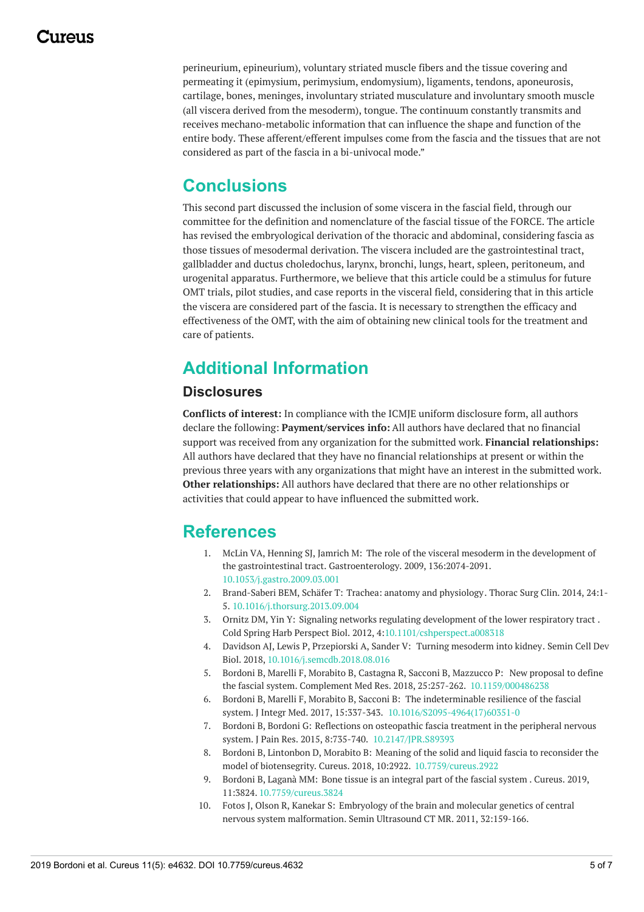perineurium, epineurium), voluntary striated muscle fibers and the tissue covering and permeating it (epimysium, perimysium, endomysium), ligaments, tendons, aponeurosis, cartilage, bones, meninges, involuntary striated musculature and involuntary smooth muscle (all viscera derived from the mesoderm), tongue. The continuum constantly transmits and receives mechano-metabolic information that can influence the shape and function of the entire body. These afferent/efferent impulses come from the fascia and the tissues that are not considered as part of the fascia in a bi-univocal mode."

## Conclusions

This second part discussed the inclusion of some viscera in the fascial field, through our committee for the definition and nomenclature of the fascial tissue of the FORCE. The article has revised the embryological derivation of the thoracic and abdominal, considering fascia as those tissues of mesodermal derivation. The viscera included are the gastrointestinal tract, gallbladder and ductus choledochus, larynx, bronchi, lungs, heart, spleen, peritoneum, and urogenital apparatus. Furthermore, we believe that this article could be a stimulus for future OMT trials, pilot studies, and case reports in the visceral field, considering that in this article the viscera are considered part of the fascia. It is necessary to strengthen the efficacy and effectiveness of the OMT, with the aim of obtaining new clinical tools for the treatment and care of patients.

## Additional Information

### Disclosures

**Conflicts of interest:** In compliance with the ICMJE uniform disclosure form, all authors declare the following: **Payment/services info:** All authors have declared that no financial support was received from any organization for the submitted work. **Financial relationships:** All authors have declared that they have no financial relationships at present or within the previous three years with any organizations that might have an interest in the submitted work. **Other relationships:** All authors have declared that there are no other relationships or activities that could appear to have influenced the submitted work.

## References

1. McLin VA, Henning SJ, Jamrich M: The role of the visceral mesoderm in the development of the gastrointestinal tract. Gastroenterology. 2009, 136:2074-2091. 10.1053/j.gastro.2009.03.001
2. Brand-Saberi BEM, Schäfer T: Trachea: anatomy and physiology. Thorac Surg Clin. 2014, 24:1-5. 10.1016/j.thorsurg.2013.09.004
3. Ornitz DM, Yin Y: Signaling networks regulating development of the lower respiratory tract . Cold Spring Harb Perspect Biol. 2012, 4:10.1101/cshperspect.a008318
4. Davidson AJ, Lewis P, Przepiorski A, Sander V: Turning mesoderm into kidney. Semin Cell Dev Biol. 2018, 10.1016/j.semcdb.2018.08.016
5. Bordoni B, Marelli F, Morabito B, Castagna R, Sacconi B, Mazzucco P: New proposal to define the fascial system. Complement Med Res. 2018, 25:257-262. 10.1159/000486238
6. Bordoni B, Marelli F, Morabito B, Sacconi B: The indeterminable resilience of the fascial system. J Integr Med. 2017, 15:337-343. 10.1016/S2095-4964(17)60351-0
7. Bordoni B, Bordoni G: Reflections on osteopathic fascia treatment in the peripheral nervous system. J Pain Res. 2015, 8:735-740. 10.2147/JPR.S89393
8. Bordoni B, Lintonbon D, Morabito B: Meaning of the solid and liquid fascia to reconsider the model of biotensegrity. Cureus. 2018, 10:2922. 10.7759/cureus.2922
9. Bordoni B, Laganà MM: Bone tissue is an integral part of the fascial system . Cureus. 2019, 11:3824. 10.7759/cureus.3824
10. Fotos J, Olson R, Kanekar S: Embryology of the brain and molecular genetics of central nervous system malformation. Semin Ultrasound CT MR. 2011, 32:159-166.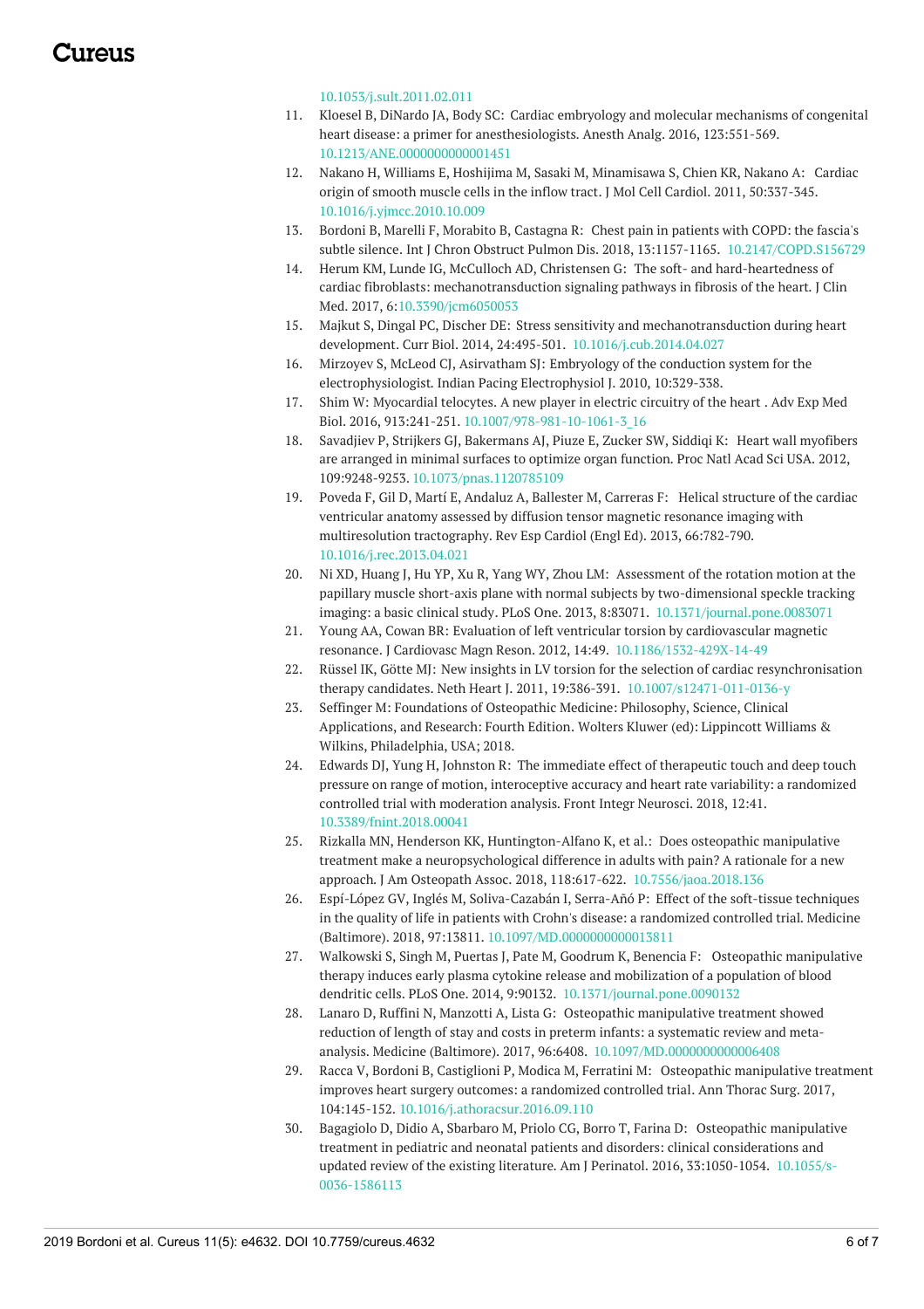10.1053/j.sult.2011.02.011

11. Kloesel B, DiNardo JA, Body SC: Cardiac embryology and molecular mechanisms of congenital heart disease: a primer for anesthesiologists. Anesth Analg. 2016, 123:551-569. 10.1213/ANE.0000000000001451
12. Nakano H, Williams E, Hoshijima M, Sasaki M, Minamisawa S, Chien KR, Nakano A: Cardiac origin of smooth muscle cells in the inflow tract. J Mol Cell Cardiol. 2011, 50:337-345. 10.1016/j.yjmcc.2010.10.009
13. Bordoni B, Marelli F, Morabito B, Castagna R: Chest pain in patients with COPD: the fascia's subtle silence. Int J Chron Obstruct Pulmon Dis. 2018, 13:1157-1165. 10.2147/COPD.S156729
14. Herum KM, Lunde IG, McCulloch AD, Christensen G: The soft- and hard-heartedness of cardiac fibroblasts: mechanotransduction signaling pathways in fibrosis of the heart. J Clin Med. 2017, 6:10.3390/jcm6050053
15. Majkut S, Dingal PC, Discher DE: Stress sensitivity and mechanotransduction during heart development. Curr Biol. 2014, 24:495-501. 10.1016/j.cub.2014.04.027
16. Mirzoyev S, McLeod CJ, Asirvatham SJ: Embryology of the conduction system for the electrophysiologist. Indian Pacing Electrophysiol J. 2010, 10:329-338.
17. Shim W: Myocardial telocytes. A new player in electric circuitry of the heart . Adv Exp Med Biol. 2016, 913:241-251. 10.1007/978-981-10-1061-3_16
18. Savadjiev P, Strijkers GJ, Bakermans AJ, Piuze E, Zucker SW, Siddiqi K: Heart wall myofibers are arranged in minimal surfaces to optimize organ function. Proc Natl Acad Sci USA. 2012, 109:9248-9253. 10.1073/pnas.1120785109
19. Poveda F, Gil D, Martí E, Andaluz A, Ballester M, Carreras F: Helical structure of the cardiac ventricular anatomy assessed by diffusion tensor magnetic resonance imaging with multiresolution tractography. Rev Esp Cardiol (Engl Ed). 2013, 66:782-790. 10.1016/j.rec.2013.04.021
20. Ni XD, Huang J, Hu YP, Xu R, Yang WY, Zhou LM: Assessment of the rotation motion at the papillary muscle short-axis plane with normal subjects by two-dimensional speckle tracking imaging: a basic clinical study. PLoS One. 2013, 8:83071. 10.1371/journal.pone.0083071
21. Young AA, Cowan BR: Evaluation of left ventricular torsion by cardiovascular magnetic resonance. J Cardiovasc Magn Reson. 2012, 14:49. 10.1186/1532-429X-14-49
22. Rüssel IK, Götte MJ: New insights in LV torsion for the selection of cardiac resynchronisation therapy candidates. Neth Heart J. 2011, 19:386-391. 10.1007/s12471-011-0136-y
23. Seffinger M: Foundations of Osteopathic Medicine: Philosophy, Science, Clinical Applications, and Research: Fourth Edition. Wolters Kluwer (ed): Lippincott Williams & Wilkins, Philadelphia, USA; 2018.
24. Edwards DJ, Yung H, Johnston R: The immediate effect of therapeutic touch and deep touch pressure on range of motion, interoceptive accuracy and heart rate variability: a randomized controlled trial with moderation analysis. Front Integr Neurosci. 2018, 12:41. 10.3389/fnint.2018.00041
25. Rizkalla MN, Henderson KK, Huntington-Alfano K, et al.: Does osteopathic manipulative treatment make a neuropsychological difference in adults with pain? A rationale for a new approach. J Am Osteopath Assoc. 2018, 118:617-622. 10.7556/jaoa.2018.136
26. Espí-López GV, Inglés M, Soliva-Cazabán I, Serra-Añó P: Effect of the soft-tissue techniques in the quality of life in patients with Crohn's disease: a randomized controlled trial. Medicine (Baltimore). 2018, 97:13811. 10.1097/MD.0000000000013811
27. Walkowski S, Singh M, Puertas J, Pate M, Goodrum K, Benencia F: Osteopathic manipulative therapy induces early plasma cytokine release and mobilization of a population of blood dendritic cells. PLoS One. 2014, 9:90132. 10.1371/journal.pone.0090132
28. Lanaro D, Ruffini N, Manzotti A, Lista G: Osteopathic manipulative treatment showed reduction of length of stay and costs in preterm infants: a systematic review and meta-analysis. Medicine (Baltimore). 2017, 96:6408. 10.1097/MD.0000000000006408
29. Racca V, Bordoni B, Castiglioni P, Modica M, Ferratini M: Osteopathic manipulative treatment improves heart surgery outcomes: a randomized controlled trial. Ann Thorac Surg. 2017, 104:145-152. 10.1016/j.athoracsur.2016.09.110
30. Bagagiolo D, Didio A, Sbarbaro M, Priolo CG, Borro T, Farina D: Osteopathic manipulative treatment in pediatric and neonatal patients and disorders: clinical considerations and updated review of the existing literature. Am J Perinatol. 2016, 33:1050-1054. 10.1055/s-0036-1586113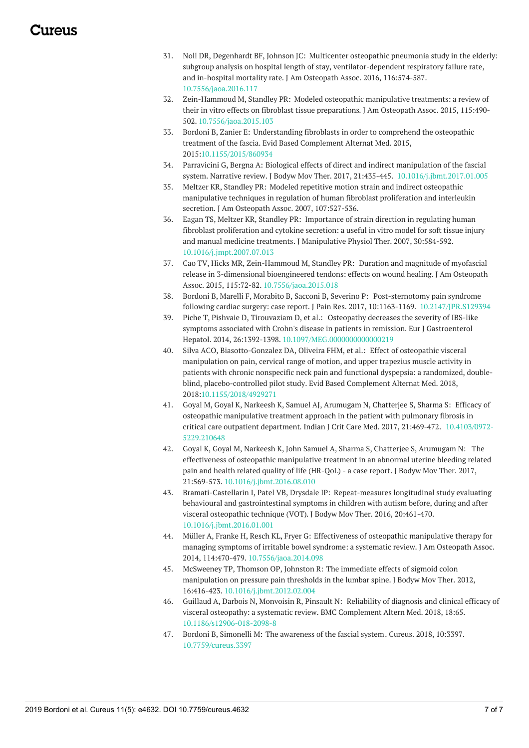31. Noll DR, Degenhardt BF, Johnson JC: Multicenter osteopathic pneumonia study in the elderly: subgroup analysis on hospital length of stay, ventilator-dependent respiratory failure rate, and in-hospital mortality rate. J Am Osteopath Assoc. 2016, 116:574-587. 10.7556/jaoa.2016.117
32. Zein-Hammoud M, Standley PR: Modeled osteopathic manipulative treatments: a review of their in vitro effects on fibroblast tissue preparations. J Am Osteopath Assoc. 2015, 115:490-502. 10.7556/jaoa.2015.103
33. Bordoni B, Zanier E: Understanding fibroblasts in order to comprehend the osteopathic treatment of the fascia. Evid Based Complement Alternat Med. 2015, 2015:10.1155/2015/860934
34. Parravicini G, Bergna A: Biological effects of direct and indirect manipulation of the fascial system. Narrative review. J Bodyw Mov Ther. 2017, 21:435-445. 10.1016/j.jbmt.2017.01.005
35. Meltzer KR, Standley PR: Modeled repetitive motion strain and indirect osteopathic manipulative techniques in regulation of human fibroblast proliferation and interleukin secretion. J Am Osteopath Assoc. 2007, 107:527-536.
36. Eagan TS, Meltzer KR, Standley PR: Importance of strain direction in regulating human fibroblast proliferation and cytokine secretion: a useful in vitro model for soft tissue injury and manual medicine treatments. J Manipulative Physiol Ther. 2007, 30:584-592. 10.1016/j.jmpt.2007.07.013
37. Cao TV, Hicks MR, Zein-Hammoud M, Standley PR: Duration and magnitude of myofascial release in 3-dimensional bioengineered tendons: effects on wound healing. J Am Osteopath Assoc. 2015, 115:72-82. 10.7556/jaoa.2015.018
38. Bordoni B, Marelli F, Morabito B, Sacconi B, Severino P: Post-sternotomy pain syndrome following cardiac surgery: case report. J Pain Res. 2017, 10:1163-1169. 10.2147/JPR.S129394
39. Piche T, Pishvaie D, Tirouvaziam D, et al.: Osteopathy decreases the severity of IBS-like symptoms associated with Crohn's disease in patients in remission. Eur J Gastroenterol Hepatol. 2014, 26:1392-1398. 10.1097/MEG.0000000000000219
40. Silva ACO, Biasotto-Gonzalez DA, Oliveira FHM, et al.: Effect of osteopathic visceral manipulation on pain, cervical range of motion, and upper trapezius muscle activity in patients with chronic nonspecific neck pain and functional dyspepsia: a randomized, double-blind, placebo-controlled pilot study. Evid Based Complement Alternat Med. 2018, 2018:10.1155/2018/4929271
41. Goyal M, Goyal K, Narkeesh K, Samuel AJ, Arumugam N, Chatterjee S, Sharma S: Efficacy of osteopathic manipulative treatment approach in the patient with pulmonary fibrosis in critical care outpatient department. Indian J Crit Care Med. 2017, 21:469-472. 10.4103/0972-5229.210648
42. Goyal K, Goyal M, Narkeesh K, John Samuel A, Sharma S, Chatterjee S, Arumugam N: The effectiveness of osteopathic manipulative treatment in an abnormal uterine bleeding related pain and health related quality of life (HR-QoL) - a case report. J Bodyw Mov Ther. 2017, 21:569-573. 10.1016/j.jbmt.2016.08.010
43. Bramati-Castellarin I, Patel VB, Drysdale IP: Repeat-measures longitudinal study evaluating behavioural and gastrointestinal symptoms in children with autism before, during and after visceral osteopathic technique (VOT). J Bodyw Mov Ther. 2016, 20:461-470. 10.1016/j.jbmt.2016.01.001
44. Müller A, Franke H, Resch KL, Fryer G: Effectiveness of osteopathic manipulative therapy for managing symptoms of irritable bowel syndrome: a systematic review. J Am Osteopath Assoc. 2014, 114:470-479. 10.7556/jaoa.2014.098
45. McSweeney TP, Thomson OP, Johnston R: The immediate effects of sigmoid colon manipulation on pressure pain thresholds in the lumbar spine. J Bodyw Mov Ther. 2012, 16:416-423. 10.1016/j.jbmt.2012.02.004
46. Guillaud A, Darbois N, Monvoisin R, Pinsault N: Reliability of diagnosis and clinical efficacy of visceral osteopathy: a systematic review. BMC Complement Altern Med. 2018, 18:65. 10.1186/s12906-018-2098-8
47. Bordoni B, Simonelli M: The awareness of the fascial system. Cureus. 2018, 10:3397. 10.7759/cureus.3397